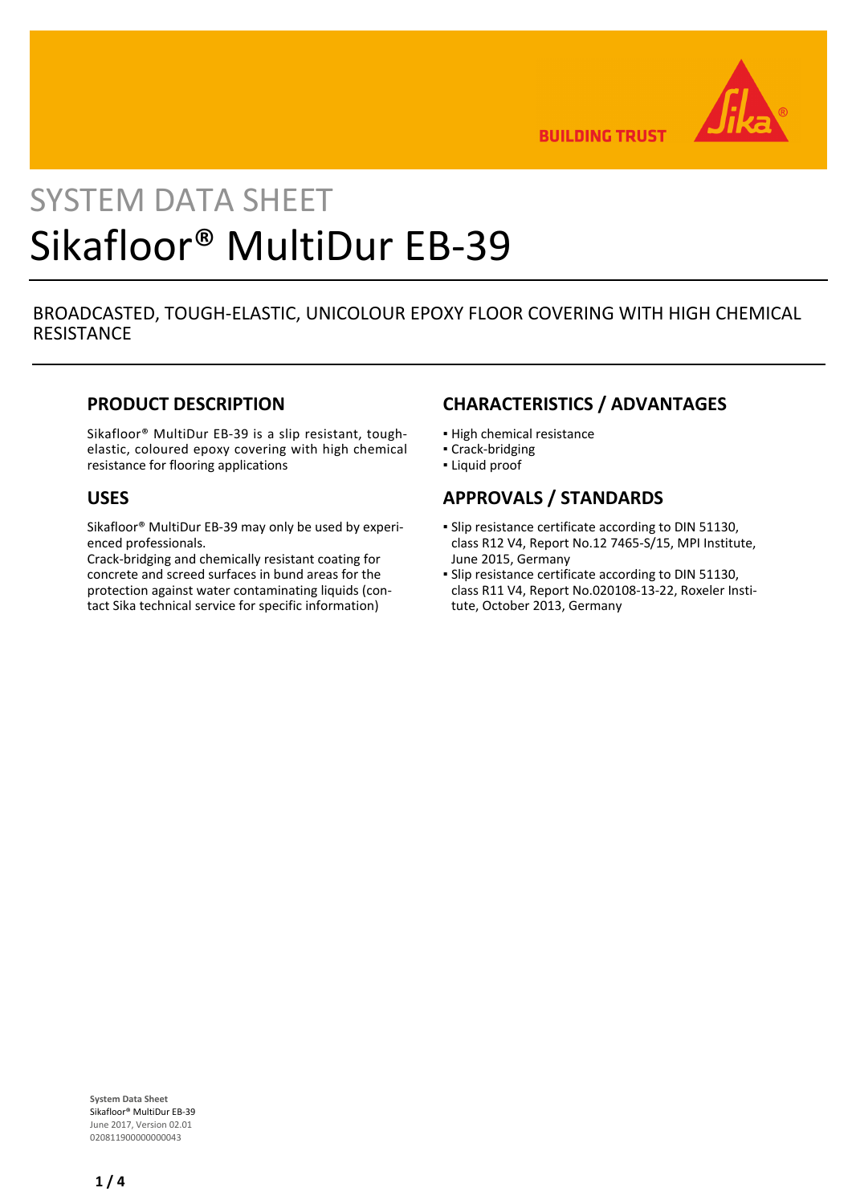# SYSTEM DATA SHEET

# Sikafloor® MultiDur EB-39

BROADCASTED, TOUGH-ELASTIC, UNICOLOUR EPOXY FLOOR COVERING WITH HIGH CHEMICAL RESISTANCE

## PRODUCT DESCRIPTION

Sikafloor® MultiDur EB-39 is a slip resistant, tough-elastic, coloured epoxy covering with high chemical resistance for flooring applications

## USES

Sikafloor® MultiDur EB-39 may only be used by experienced professionals.

Crack-bridging and chemically resistant coating for concrete and screed surfaces in bund areas for the protection against water contaminating liquids (contact Sika technical service for specific information)

## CHARACTERISTICS / ADVANTAGES

- High chemical resistance
- Crack-bridging
- Liquid proof

## APPROVALS / STANDARDS

- Slip resistance certificate according to DIN 51130, class R12 V4, Report No.12 7465-S/15, MPI Institute, June 2015, Germany
- Slip resistance certificate according to DIN 51130, class R11 V4, Report No.020108-13-22, Roxeler Institute, October 2013, Germany

**System Data Sheet**
Sikafloor® MultiDur EB-39
June 2017, Version 02.01
020811900000000043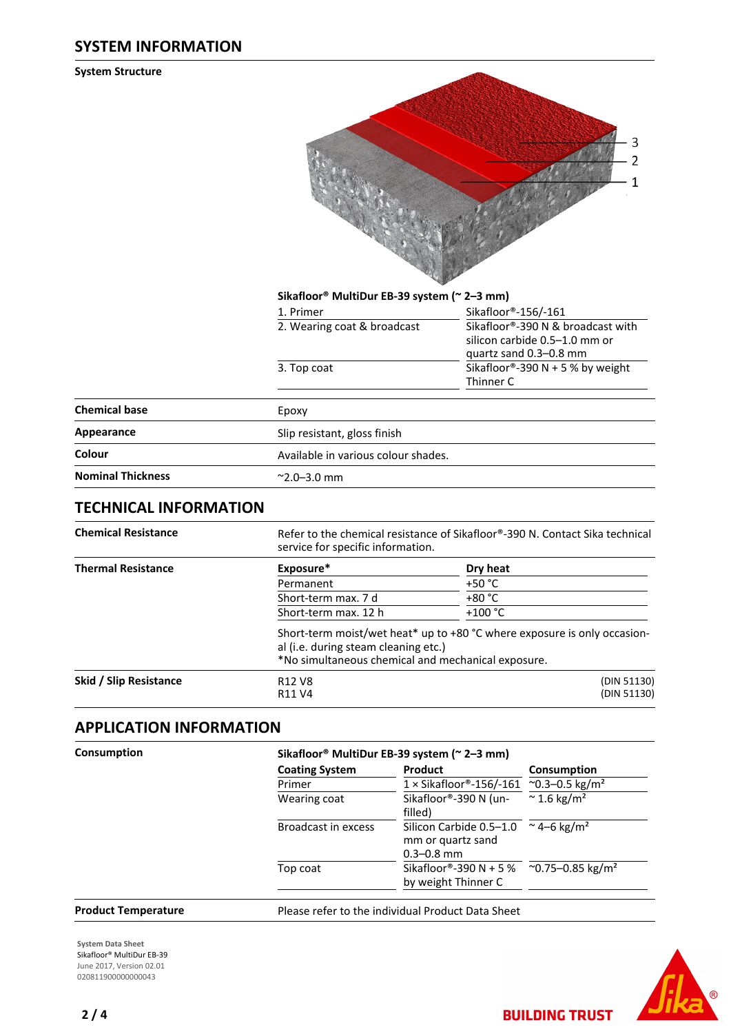## SYSTEM INFORMATION

**System Structure**

**Sikafloor® MultiDur EB-39 system (~ 2–3 mm)**

| | |
|---|---|
| 1. Primer | Sikafloor®-156/-161 |
| 2. Wearing coat & broadcast | Sikafloor®-390 N & broadcast with silicon carbide 0.5–1.0 mm or quartz sand 0.3–0.8 mm |
| 3. Top coat | Sikafloor®-390 N + 5 % by weight Thinner C |

| | |
|---|---|
| **Chemical base** | Epoxy |
| **Appearance** | Slip resistant, gloss finish |
| **Colour** | Available in various colour shades. |
| **Nominal Thickness** | ~2.0–3.0 mm |

## TECHNICAL INFORMATION

**Chemical Resistance**

Refer to the chemical resistance of Sikafloor®-390 N. Contact Sika technical service for specific information.

**Thermal Resistance**

| Exposure* | Dry heat |
|---|---|
| Permanent | +50 °C |
| Short-term max. 7 d | +80 °C |
| Short-term max. 12 h | +100 °C |

Short-term moist/wet heat* up to +80 °C where exposure is only occasional (i.e. during steam cleaning etc.)
*No simultaneous chemical and mechanical exposure.

**Skid / Slip Resistance**

| | |
|---|---|
| R12 V8 | (DIN 51130) |
| R11 V4 | (DIN 51130) |

## APPLICATION INFORMATION

**Consumption**

**Sikafloor® MultiDur EB-39 system (~ 2–3 mm)**

| Coating System | Product | Consumption |
|---|---|---|
| Primer | 1 × Sikafloor®-156/-161 | ~0.3–0.5 kg/m² |
| Wearing coat | Sikafloor®-390 N (unfilled) | ~ 1.6 kg/m² |
| Broadcast in excess | Silicon Carbide 0.5–1.0 mm or quartz sand 0.3–0.8 mm | ~ 4–6 kg/m² |
| Top coat | Sikafloor®-390 N + 5 % by weight Thinner C | ~0.75–0.85 kg/m² |

**Product Temperature**

Please refer to the individual Product Data Sheet

System Data Sheet
Sikafloor® MultiDur EB-39
June 2017, Version 02.01
020811900000000043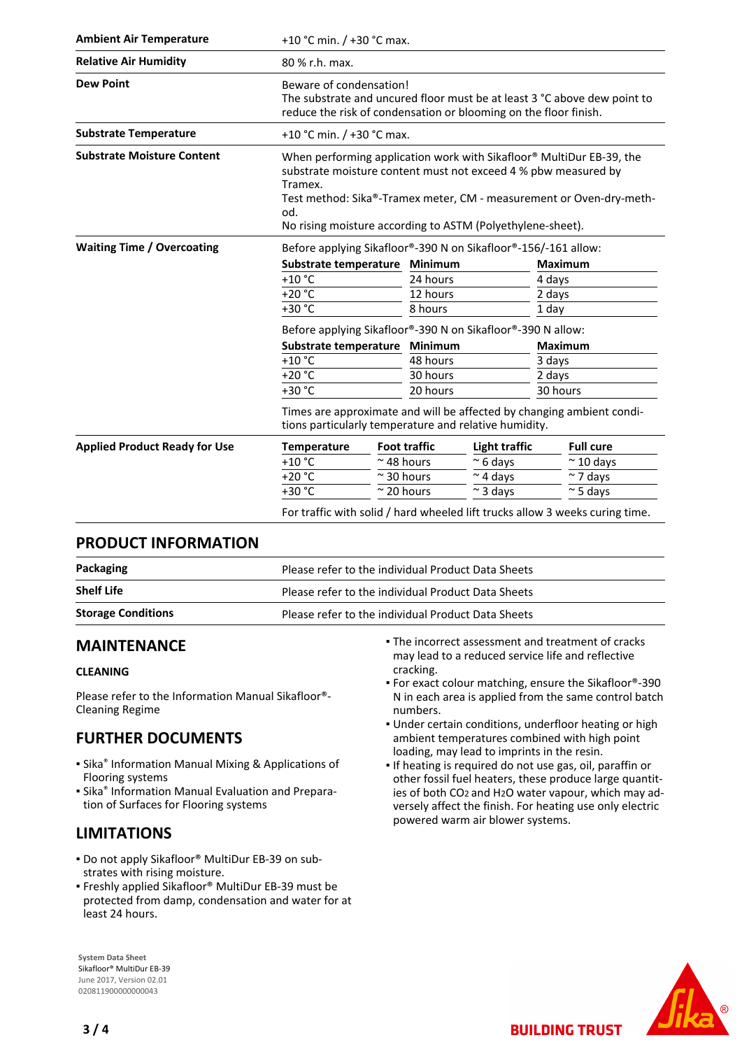| | |
|---|---|
| **Ambient Air Temperature** | +10 °C min. / +30 °C max. |
| **Relative Air Humidity** | 80 % r.h. max. |
| **Dew Point** | Beware of condensation! The substrate and uncured floor must be at least 3 °C above dew point to reduce the risk of condensation or blooming on the floor finish. |
| **Substrate Temperature** | +10 °C min. / +30 °C max. |
| **Substrate Moisture Content** | When performing application work with Sikafloor® MultiDur EB-39, the substrate moisture content must not exceed 4 % pbw measured by Tramex. Test method: Sika®-Tramex meter, CM - measurement or Oven-dry-method. No rising moisture according to ASTM (Polyethylene-sheet). |

**Waiting Time / Overcoating**

Before applying Sikafloor®-390 N on Sikafloor®-156/-161 allow:

| Substrate temperature | Minimum | Maximum |
|---|---|---|
| +10 °C | 24 hours | 4 days |
| +20 °C | 12 hours | 2 days |
| +30 °C | 8 hours | 1 day |

Before applying Sikafloor®-390 N on Sikafloor®-390 N allow:

| Substrate temperature | Minimum | Maximum |
|---|---|---|
| +10 °C | 48 hours | 3 days |
| +20 °C | 30 hours | 2 days |
| +30 °C | 20 hours | 30 hours |

Times are approximate and will be affected by changing ambient conditions particularly temperature and relative humidity.

**Applied Product Ready for Use**

| Temperature | Foot traffic | Light traffic | Full cure |
|---|---|---|---|
| +10 °C | ~ 48 hours | ~ 6 days | ~ 10 days |
| +20 °C | ~ 30 hours | ~ 4 days | ~ 7 days |
| +30 °C | ~ 20 hours | ~ 3 days | ~ 5 days |

For traffic with solid / hard wheeled lift trucks allow 3 weeks curing time.

## PRODUCT INFORMATION

| | |
|---|---|
| **Packaging** | Please refer to the individual Product Data Sheets |
| **Shelf Life** | Please refer to the individual Product Data Sheets |
| **Storage Conditions** | Please refer to the individual Product Data Sheets |

## MAINTENANCE

### CLEANING

Please refer to the Information Manual Sikafloor®-Cleaning Regime

## FURTHER DOCUMENTS

- Sika® Information Manual Mixing & Applications of Flooring systems
- Sika® Information Manual Evaluation and Preparation of Surfaces for Flooring systems

## LIMITATIONS

- Do not apply Sikafloor® MultiDur EB-39 on substrates with rising moisture.
- Freshly applied Sikafloor® MultiDur EB-39 must be protected from damp, condensation and water for at least 24 hours.
- The incorrect assessment and treatment of cracks may lead to a reduced service life and reflective cracking.
- For exact colour matching, ensure the Sikafloor®-390 N in each area is applied from the same control batch numbers.
- Under certain conditions, underfloor heating or high ambient temperatures combined with high point loading, may lead to imprints in the resin.
- If heating is required do not use gas, oil, paraffin or other fossil fuel heaters, these produce large quantities of both $CO_2$ and $H_2O$ water vapour, which may adversely affect the finish. For heating use only electric powered warm air blower systems.

System Data Sheet
Sikafloor® MultiDur EB-39
June 2017, Version 02.01
020811900000000043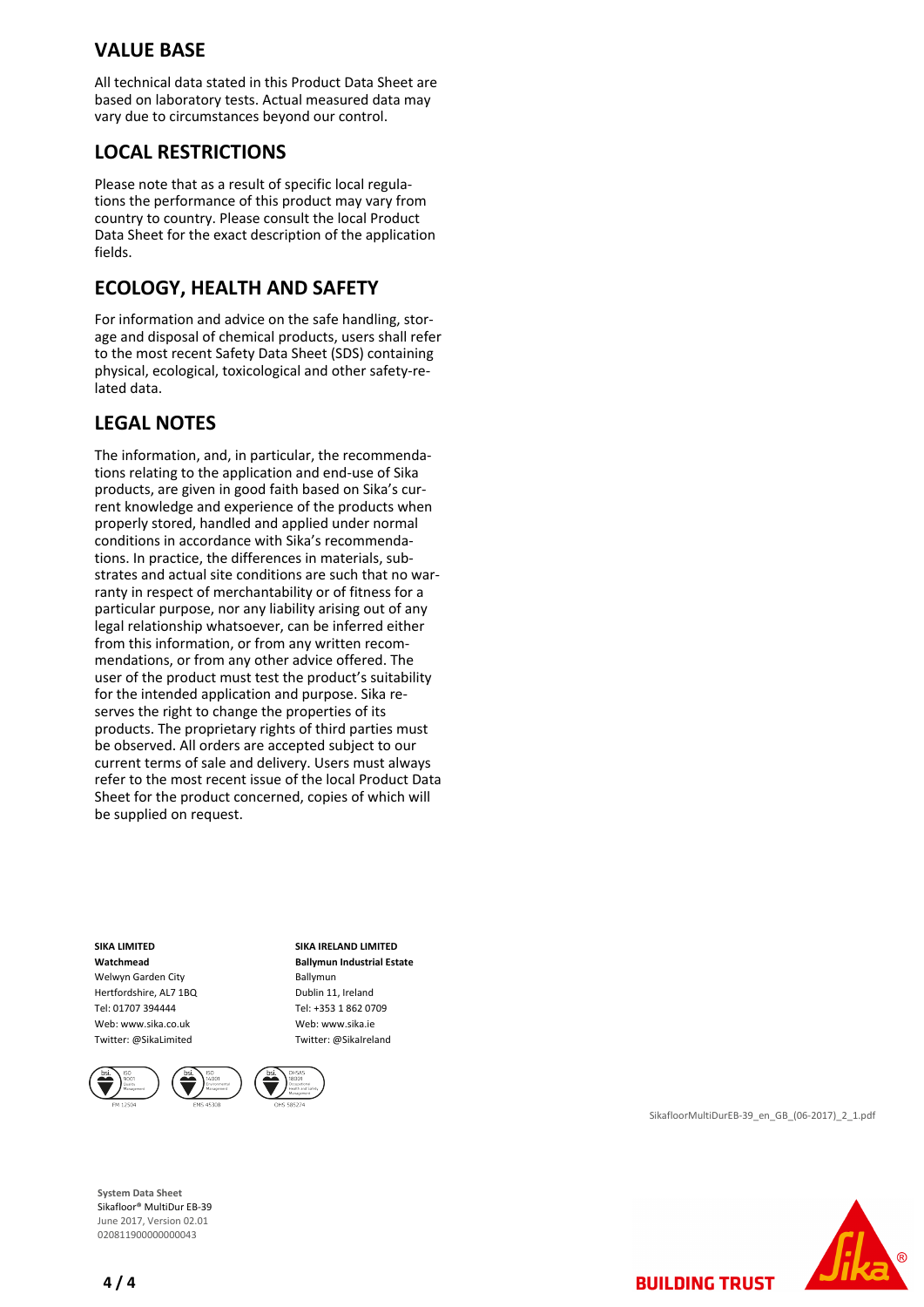## VALUE BASE

All technical data stated in this Product Data Sheet are based on laboratory tests. Actual measured data may vary due to circumstances beyond our control.

## LOCAL RESTRICTIONS

Please note that as a result of specific local regulations the performance of this product may vary from country to country. Please consult the local Product Data Sheet for the exact description of the application fields.

## ECOLOGY, HEALTH AND SAFETY

For information and advice on the safe handling, storage and disposal of chemical products, users shall refer to the most recent Safety Data Sheet (SDS) containing physical, ecological, toxicological and other safety-related data.

## LEGAL NOTES

The information, and, in particular, the recommendations relating to the application and end-use of Sika products, are given in good faith based on Sika's current knowledge and experience of the products when properly stored, handled and applied under normal conditions in accordance with Sika's recommendations. In practice, the differences in materials, substrates and actual site conditions are such that no warranty in respect of merchantability or of fitness for a particular purpose, nor any liability arising out of any legal relationship whatsoever, can be inferred either from this information, or from any written recommendations, or from any other advice offered. The user of the product must test the product's suitability for the intended application and purpose. Sika reserves the right to change the properties of its products. The proprietary rights of third parties must be observed. All orders are accepted subject to our current terms of sale and delivery. Users must always refer to the most recent issue of the local Product Data Sheet for the product concerned, copies of which will be supplied on request.

**SIKA LIMITED**
**Watchmead**
Welwyn Garden City
Hertfordshire, AL7 1BQ
Tel: 01707 394444
Web: www.sika.co.uk
Twitter: @SikaLimited

**SIKA IRELAND LIMITED**
**Ballymun Industrial Estate**
Ballymun
Dublin 11, Ireland
Tel: +353 1 862 0709
Web: www.sika.ie
Twitter: @SikaIreland

FM 12504 EMS 45308 OHS 585274

SikafloorMultiDurEB-39_en_GB_(06-2017)_2_1.pdf

**System Data Sheet**
Sikafloor® MultiDur EB-39
June 2017, Version 02.01
020811900000000043

**BUILDING TRUST**